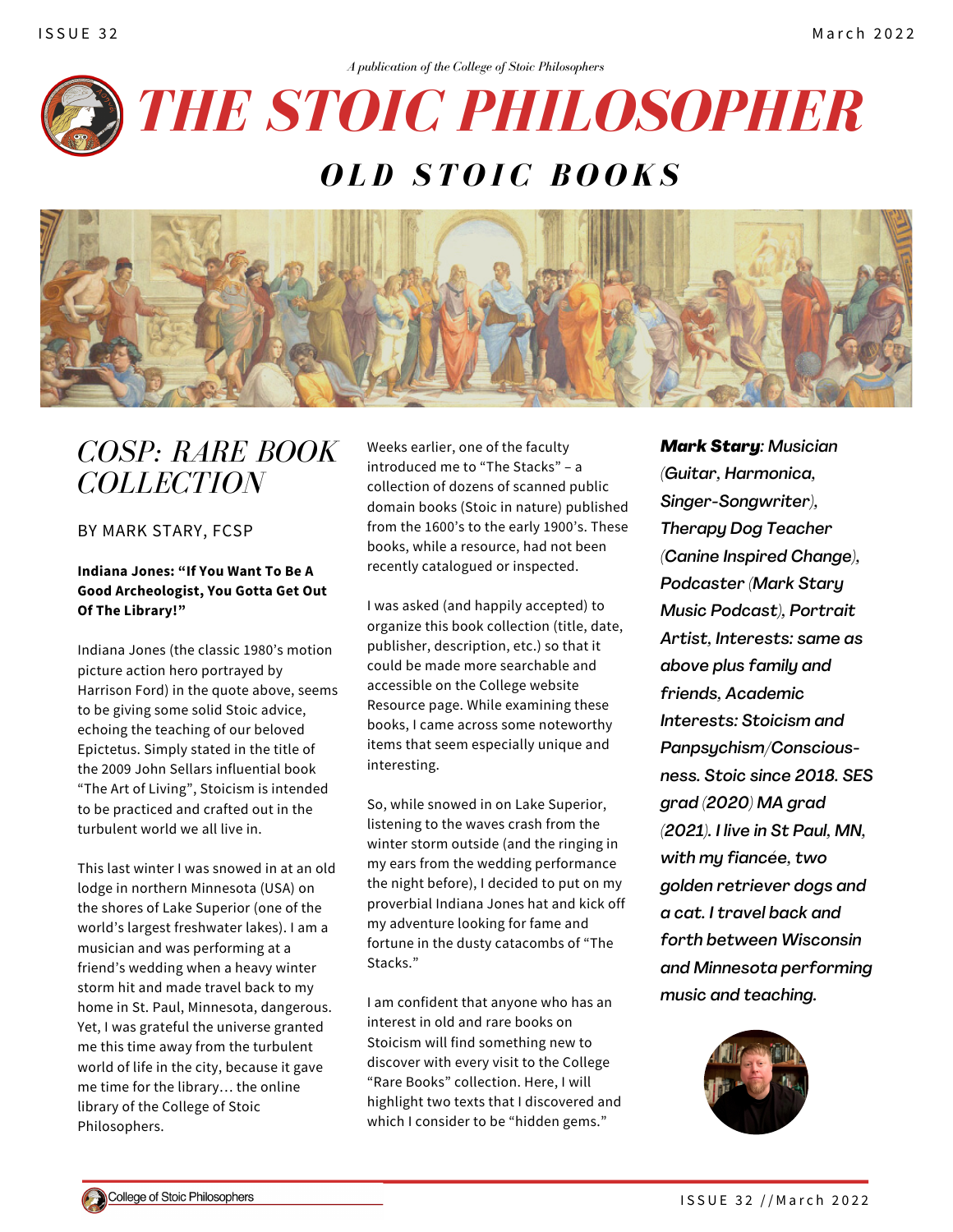*A publication of the College of Stoic Philosophers*

# THE STOIC PHILOSOPHER

## OLD STOIC BOOKS

## COSP: RARE BOOK COLLECTION

BY MARK STARY, FCSP

**Indiana Jones: "If You Want To Be A Good Archeologist, You Gotta Get Out Of The Library!"**

Indiana Jones (the classic 1980's motion picture action hero portrayed by Harrison Ford) in the quote above, seems to be giving some solid Stoic advice, echoing the teaching of our beloved Epictetus. Simply stated in the title of the 2009 John Sellars influential book "The Art of Living", Stoicism is intended to be practiced and crafted out in the turbulent world we all live in.

This last winter I was snowed in at an old lodge in northern Minnesota (USA) on the shores of Lake Superior (one of the world's largest freshwater lakes). I am a musician and was performing at a friend's wedding when a heavy winter storm hit and made travel back to my home in St. Paul, Minnesota, dangerous. Yet, I was grateful the universe granted me this time away from the turbulent world of life in the city, because it gave me time for the library… the online library of the College of Stoic Philosophers.

Weeks earlier, one of the faculty introduced me to "The Stacks" – a collection of dozens of scanned public domain books (Stoic in nature) published from the 1600's to the early 1900's. These books, while a resource, had not been recently catalogued or inspected.

I was asked (and happily accepted) to organize this book collection (title, date, publisher, description, etc.) so that it could be made more searchable and accessible on the College website Resource page. While examining these books, I came across some noteworthy items that seem especially unique and interesting.

So, while snowed in on Lake Superior, listening to the waves crash from the winter storm outside (and the ringing in my ears from the wedding performance the night before), I decided to put on my proverbial Indiana Jones hat and kick off my adventure looking for fame and fortune in the dusty catacombs of "The Stacks."

I am confident that anyone who has an interest in old and rare books on Stoicism will find something new to discover with every visit to the College "Rare Books" collection. Here, I will highlight two texts that I discovered and which I consider to be "hidden gems."

***Mark Stary**: Musician (Guitar, Harmonica, Singer-Songwriter), Therapy Dog Teacher (Canine Inspired Change), Podcaster (Mark Stary Music Podcast), Portrait Artist, Interests: same as above plus family and friends, Academic Interests: Stoicism and Panpsychism/Consciousness. Stoic since 2018. SES grad (2020) MA grad (2021). I live in St Paul, MN, with my fiancée, two golden retriever dogs and a cat. I travel back and forth between Wisconsin and Minnesota performing music and teaching.*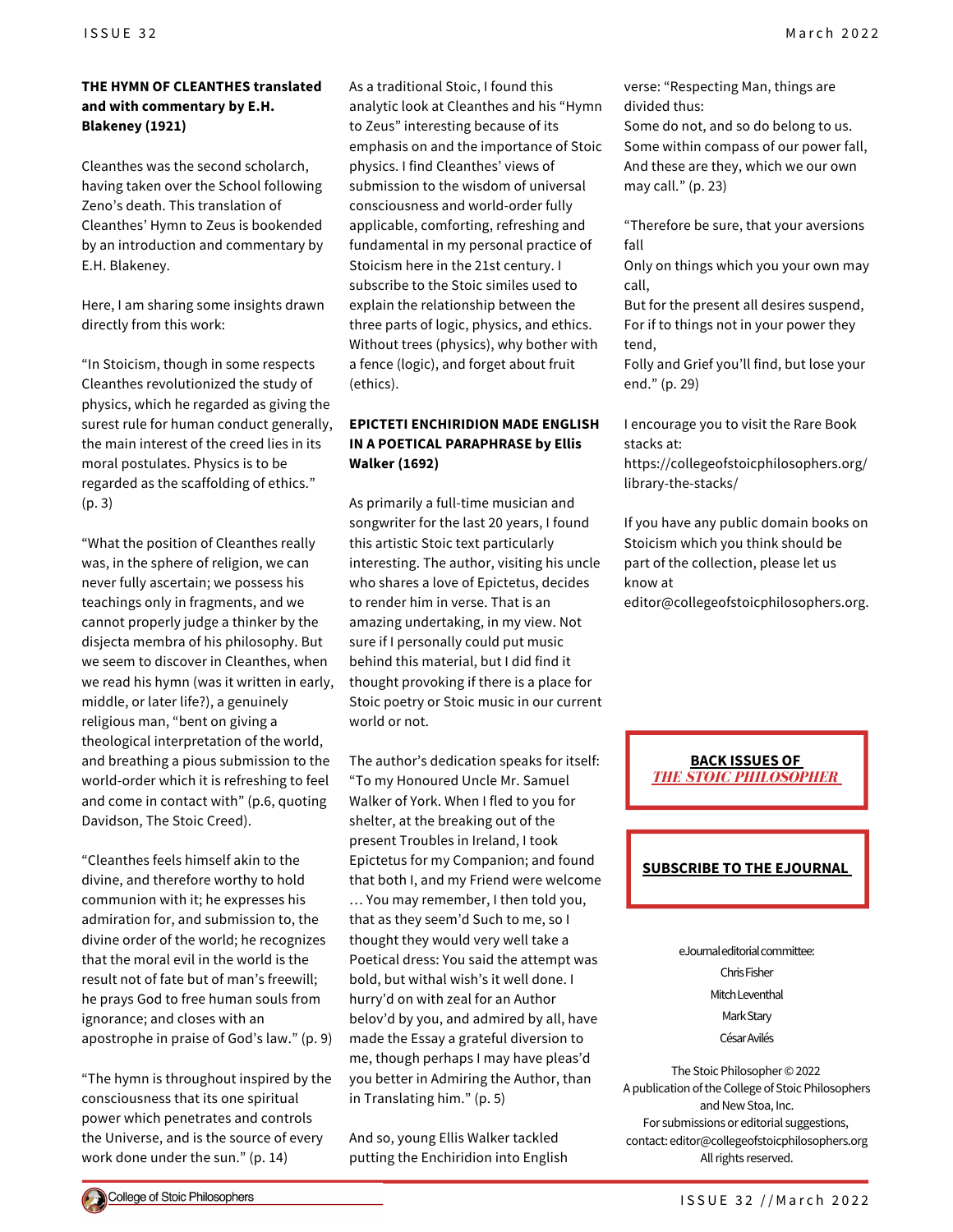**THE HYMN OF CLEANTHES translated and with commentary by E.H. Blakeney (1921)**

Cleanthes was the second scholarch, having taken over the School following Zeno's death. This translation of Cleanthes' Hymn to Zeus is bookended by an introduction and commentary by E.H. Blakeney.

Here, I am sharing some insights drawn directly from this work:

"In Stoicism, though in some respects Cleanthes revolutionized the study of physics, which he regarded as giving the surest rule for human conduct generally, the main interest of the creed lies in its moral postulates. Physics is to be regarded as the scaffolding of ethics." (p. 3)

"What the position of Cleanthes really was, in the sphere of religion, we can never fully ascertain; we possess his teachings only in fragments, and we cannot properly judge a thinker by the disjecta membra of his philosophy. But we seem to discover in Cleanthes, when we read his hymn (was it written in early, middle, or later life?), a genuinely religious man, "bent on giving a theological interpretation of the world, and breathing a pious submission to the world-order which it is refreshing to feel and come in contact with" (p.6, quoting Davidson, The Stoic Creed).

"Cleanthes feels himself akin to the divine, and therefore worthy to hold communion with it; he expresses his admiration for, and submission to, the divine order of the world; he recognizes that the moral evil in the world is the result not of fate but of man's freewill; he prays God to free human souls from ignorance; and closes with an apostrophe in praise of God's law." (p. 9)

"The hymn is throughout inspired by the consciousness that its one spiritual power which penetrates and controls the Universe, and is the source of every work done under the sun." (p. 14)

As a traditional Stoic, I found this analytic look at Cleanthes and his "Hymn to Zeus" interesting because of its emphasis on and the importance of Stoic physics. I find Cleanthes' views of submission to the wisdom of universal consciousness and world-order fully applicable, comforting, refreshing and fundamental in my personal practice of Stoicism here in the 21st century. I subscribe to the Stoic similes used to explain the relationship between the three parts of logic, physics, and ethics. Without trees (physics), why bother with a fence (logic), and forget about fruit (ethics).

**EPICTETI ENCHIRIDION MADE ENGLISH IN A POETICAL PARAPHRASE by Ellis Walker (1692)**

As primarily a full-time musician and songwriter for the last 20 years, I found this artistic Stoic text particularly interesting. The author, visiting his uncle who shares a love of Epictetus, decides to render him in verse. That is an amazing undertaking, in my view. Not sure if I personally could put music behind this material, but I did find it thought provoking if there is a place for Stoic poetry or Stoic music in our current world or not.

The author's dedication speaks for itself: "To my Honoured Uncle Mr. Samuel Walker of York. When I fled to you for shelter, at the breaking out of the present Troubles in Ireland, I took Epictetus for my Companion; and found that both I, and my Friend were welcome … You may remember, I then told you, that as they seem'd Such to me, so I thought they would very well take a Poetical dress: You said the attempt was bold, but withal wish's it well done. I hurry'd on with zeal for an Author belov'd by you, and admired by all, have made the Essay a grateful diversion to me, though perhaps I may have pleas'd you better in Admiring the Author, than in Translating him." (p. 5)

And so, young Ellis Walker tackled putting the Enchiridion into English verse: "Respecting Man, things are divided thus:
Some do not, and so do belong to us.
Some within compass of our power fall,
And these are they, which we our own may call." (p. 23)

"Therefore be sure, that your aversions fall
Only on things which you your own may call,
But for the present all desires suspend,
For if to things not in your power they tend,
Folly and Grief you'll find, but lose your end." (p. 29)

I encourage you to visit the Rare Book stacks at: https://collegeofstoicphilosophers.org/library-the-stacks/

If you have any public domain books on Stoicism which you think should be part of the collection, please let us know at editor@collegeofstoicphilosophers.org.

**BACK ISSUES OF *THE STOIC PHILOSOPHER***

**SUBSCRIBE TO THE EJOURNAL**

eJournal editorial committee:
Chris Fisher
Mitch Leventhal
Mark Stary
César Avilés

The Stoic Philosopher © 2022
A publication of the College of Stoic Philosophers and New Stoa, Inc.
For submissions or editorial suggestions, contact: editor@collegeofstoicphilosophers.org
All rights reserved.